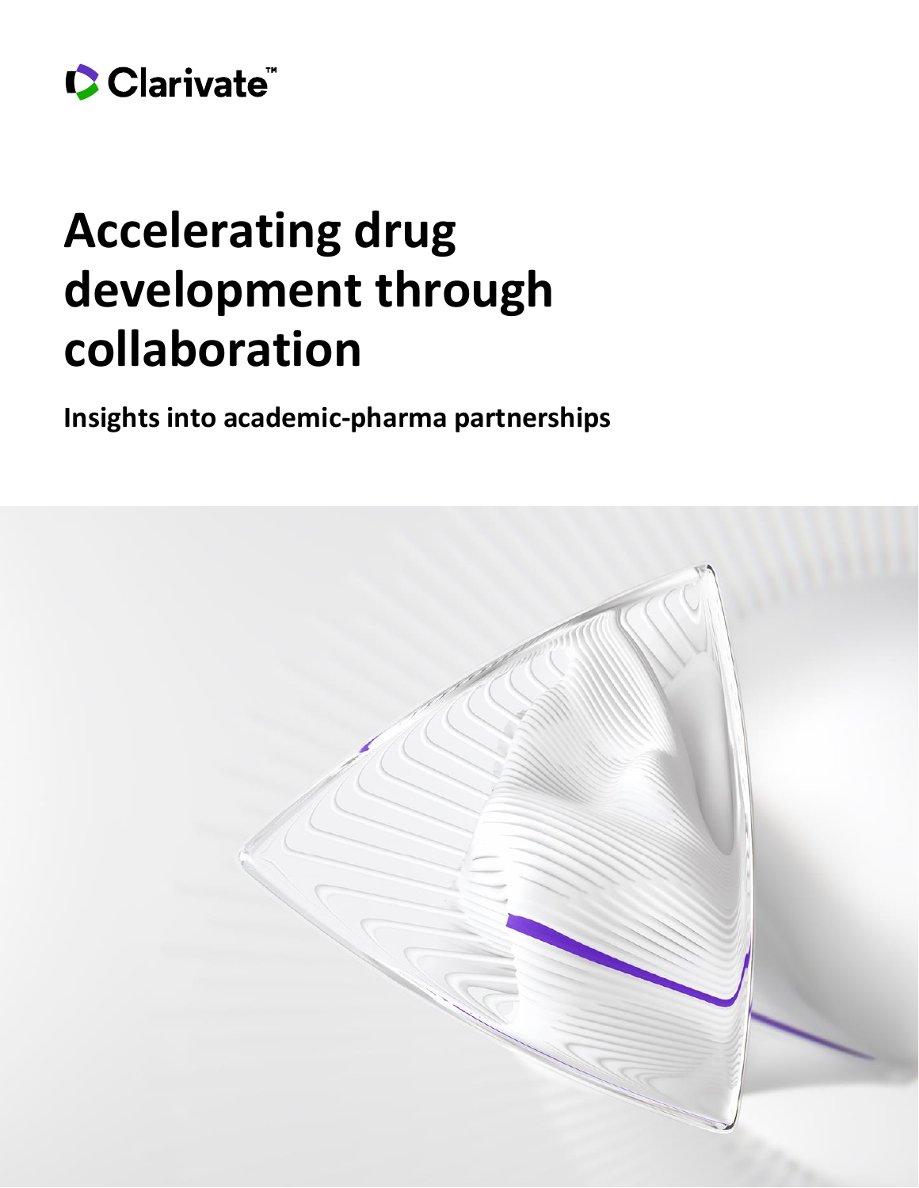Clarivate™

# Accelerating drug development through collaboration

**Insights into academic-pharma partnerships**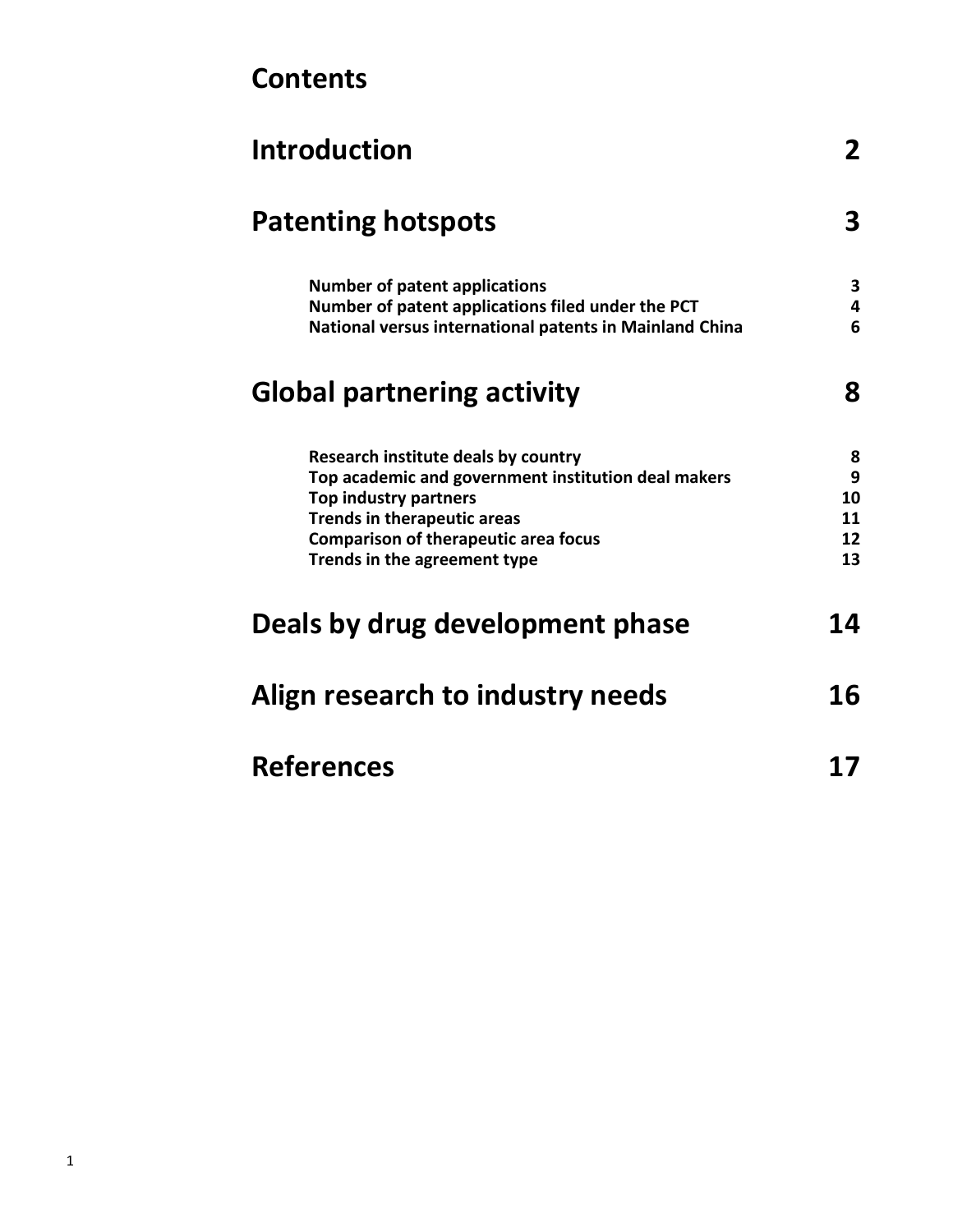# Contents

| | |
|---|---|
| **Introduction** | **2** |
| **Patenting hotspots** | **3** |
| Number of patent applications | 3 |
| Number of patent applications filed under the PCT | 4 |
| National versus international patents in Mainland China | 6 |
| **Global partnering activity** | **8** |
| Research institute deals by country | 8 |
| Top academic and government institution deal makers | 9 |
| Top industry partners | 10 |
| Trends in therapeutic areas | 11 |
| Comparison of therapeutic area focus | 12 |
| Trends in the agreement type | 13 |
| **Deals by drug development phase** | **14** |
| **Align research to industry needs** | **16** |
| **References** | **17** |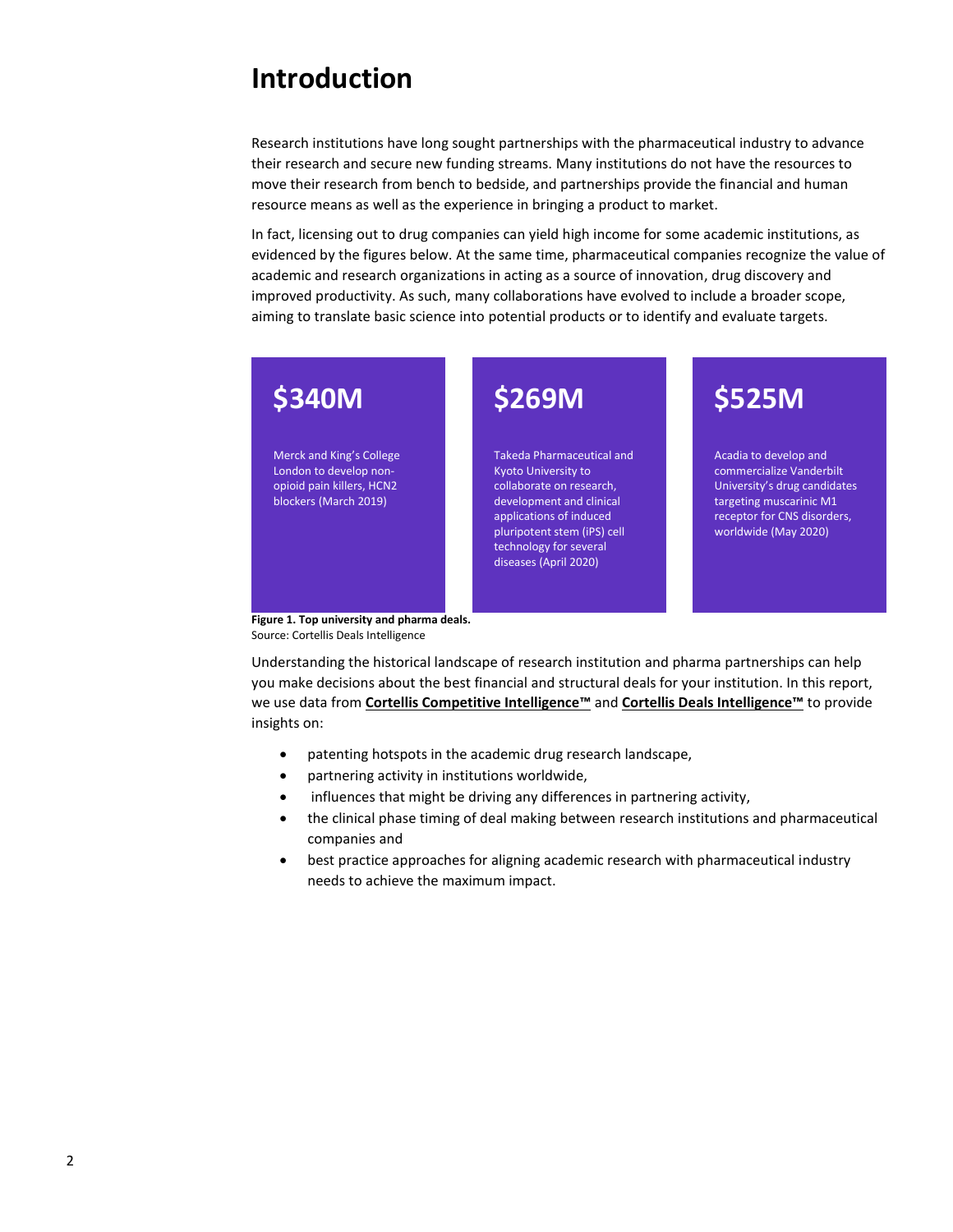# Introduction

Research institutions have long sought partnerships with the pharmaceutical industry to advance their research and secure new funding streams. Many institutions do not have the resources to move their research from bench to bedside, and partnerships provide the financial and human resource means as well as the experience in bringing a product to market.

In fact, licensing out to drug companies can yield high income for some academic institutions, as evidenced by the figures below. At the same time, pharmaceutical companies recognize the value of academic and research organizations in acting as a source of innovation, drug discovery and improved productivity. As such, many collaborations have evolved to include a broader scope, aiming to translate basic science into potential products or to identify and evaluate targets.

**$340M**

Merck and King's College London to develop non-opioid pain killers, HCN2 blockers (March 2019)

**$269M**

Takeda Pharmaceutical and Kyoto University to collaborate on research, development and clinical applications of induced pluripotent stem (iPS) cell technology for several diseases (April 2020)

**$525M**

Acadia to develop and commercialize Vanderbilt University's drug candidates targeting muscarinic M1 receptor for CNS disorders, worldwide (May 2020)

**Figure 1. Top university and pharma deals.**
Source: Cortellis Deals Intelligence

Understanding the historical landscape of research institution and pharma partnerships can help you make decisions about the best financial and structural deals for your institution. In this report, we use data from **Cortellis Competitive Intelligence™** and **Cortellis Deals Intelligence™** to provide insights on:

- patenting hotspots in the academic drug research landscape,
- partnering activity in institutions worldwide,
- influences that might be driving any differences in partnering activity,
- the clinical phase timing of deal making between research institutions and pharmaceutical companies and
- best practice approaches for aligning academic research with pharmaceutical industry needs to achieve the maximum impact.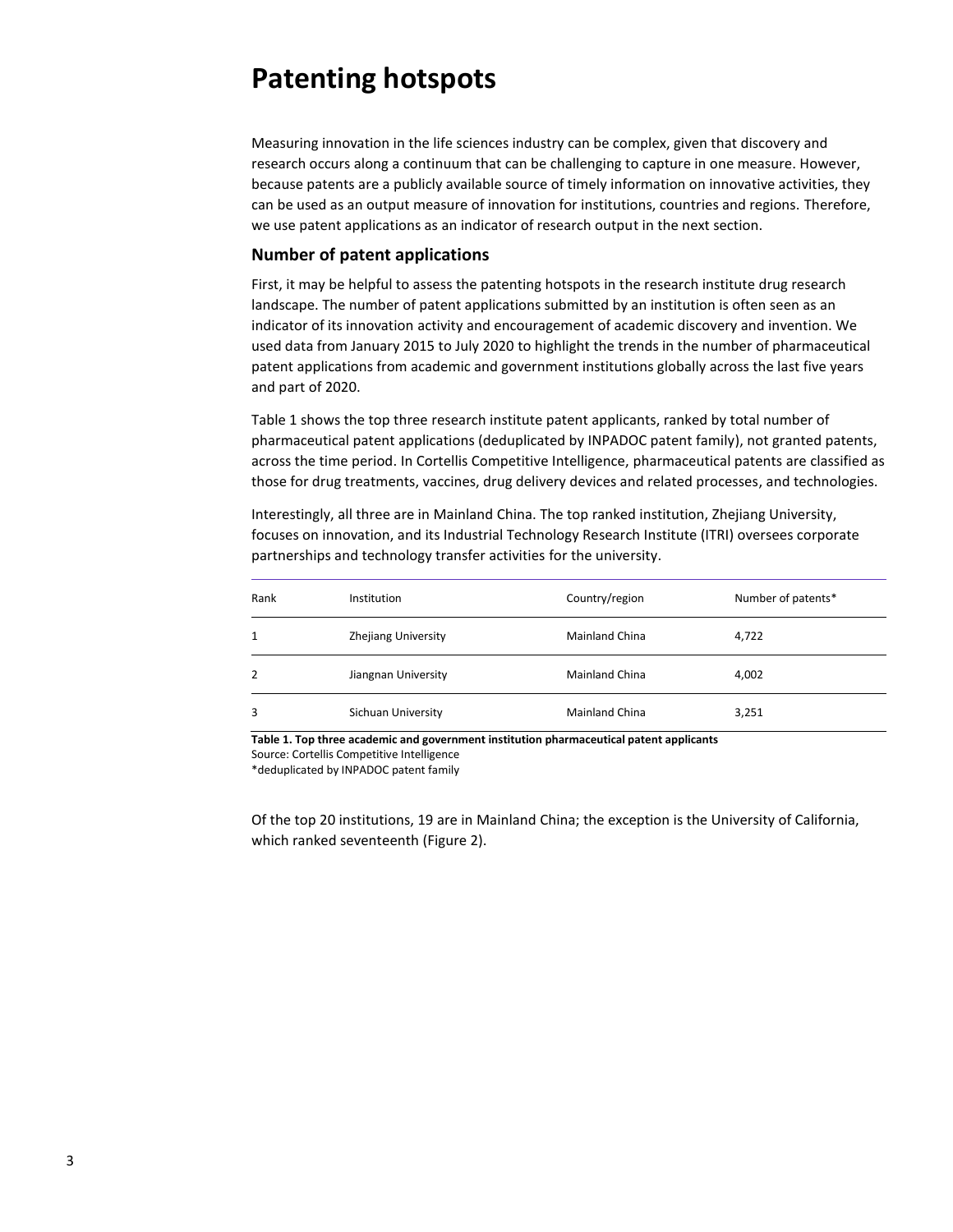# Patenting hotspots

Measuring innovation in the life sciences industry can be complex, given that discovery and research occurs along a continuum that can be challenging to capture in one measure. However, because patents are a publicly available source of timely information on innovative activities, they can be used as an output measure of innovation for institutions, countries and regions. Therefore, we use patent applications as an indicator of research output in the next section.

## Number of patent applications

First, it may be helpful to assess the patenting hotspots in the research institute drug research landscape. The number of patent applications submitted by an institution is often seen as an indicator of its innovation activity and encouragement of academic discovery and invention. We used data from January 2015 to July 2020 to highlight the trends in the number of pharmaceutical patent applications from academic and government institutions globally across the last five years and part of 2020.

Table 1 shows the top three research institute patent applicants, ranked by total number of pharmaceutical patent applications (deduplicated by INPADOC patent family), not granted patents, across the time period. In Cortellis Competitive Intelligence, pharmaceutical patents are classified as those for drug treatments, vaccines, drug delivery devices and related processes, and technologies.

Interestingly, all three are in Mainland China. The top ranked institution, Zhejiang University, focuses on innovation, and its Industrial Technology Research Institute (ITRI) oversees corporate partnerships and technology transfer activities for the university.

| Rank | Institution | Country/region | Number of patents* |
| --- | --- | --- | --- |
| 1 | Zhejiang University | Mainland China | 4,722 |
| 2 | Jiangnan University | Mainland China | 4,002 |
| 3 | Sichuan University | Mainland China | 3,251 |

**Table 1. Top three academic and government institution pharmaceutical patent applicants**

Source: Cortellis Competitive Intelligence

*deduplicated by INPADOC patent family

Of the top 20 institutions, 19 are in Mainland China; the exception is the University of California, which ranked seventeenth (Figure 2).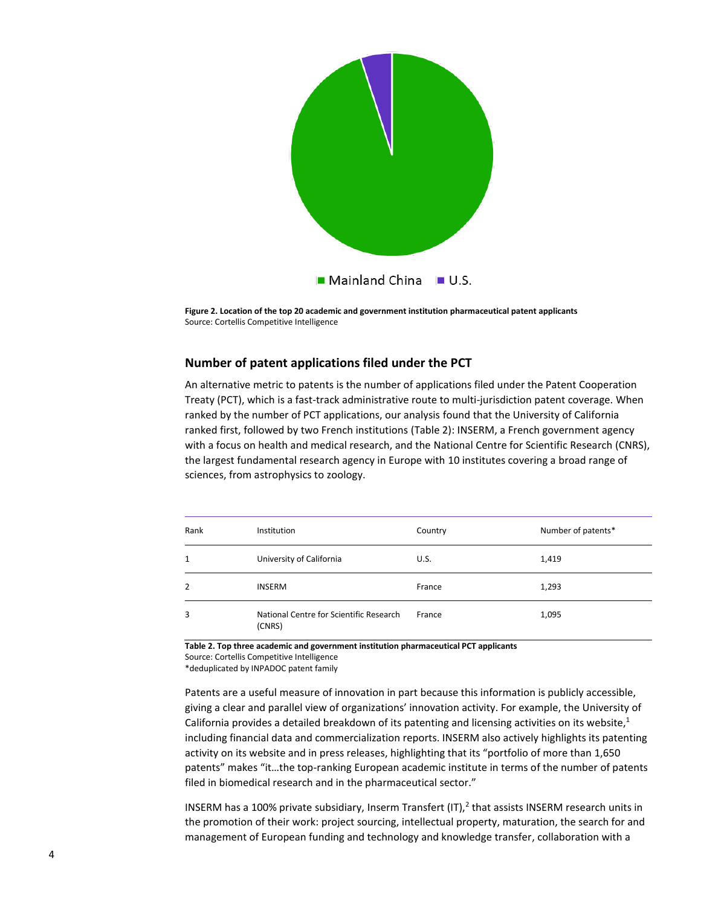Mainland China U.S.

**Figure 2. Location of the top 20 academic and government institution pharmaceutical patent applicants**
Source: Cortellis Competitive Intelligence

## Number of patent applications filed under the PCT

An alternative metric to patents is the number of applications filed under the Patent Cooperation Treaty (PCT), which is a fast-track administrative route to multi-jurisdiction patent coverage. When ranked by the number of PCT applications, our analysis found that the University of California ranked first, followed by two French institutions (Table 2): INSERM, a French government agency with a focus on health and medical research, and the National Centre for Scientific Research (CNRS), the largest fundamental research agency in Europe with 10 institutes covering a broad range of sciences, from astrophysics to zoology.

| Rank | Institution | Country | Number of patents* |
|---|---|---|---|
| 1 | University of California | U.S. | 1,419 |
| 2 | INSERM | France | 1,293 |
| 3 | National Centre for Scientific Research (CNRS) | France | 1,095 |

**Table 2. Top three academic and government institution pharmaceutical PCT applicants**
Source: Cortellis Competitive Intelligence
*deduplicated by INPADOC patent family

Patents are a useful measure of innovation in part because this information is publicly accessible, giving a clear and parallel view of organizations' innovation activity. For example, the University of California provides a detailed breakdown of its patenting and licensing activities on its website,[1] including financial data and commercialization reports. INSERM also actively highlights its patenting activity on its website and in press releases, highlighting that its "portfolio of more than 1,650 patents" makes "it…the top-ranking European academic institute in terms of the number of patents filed in biomedical research and in the pharmaceutical sector."

INSERM has a 100% private subsidiary, Inserm Transfert (IT),[2] that assists INSERM research units in the promotion of their work: project sourcing, intellectual property, maturation, the search for and management of European funding and technology and knowledge transfer, collaboration with a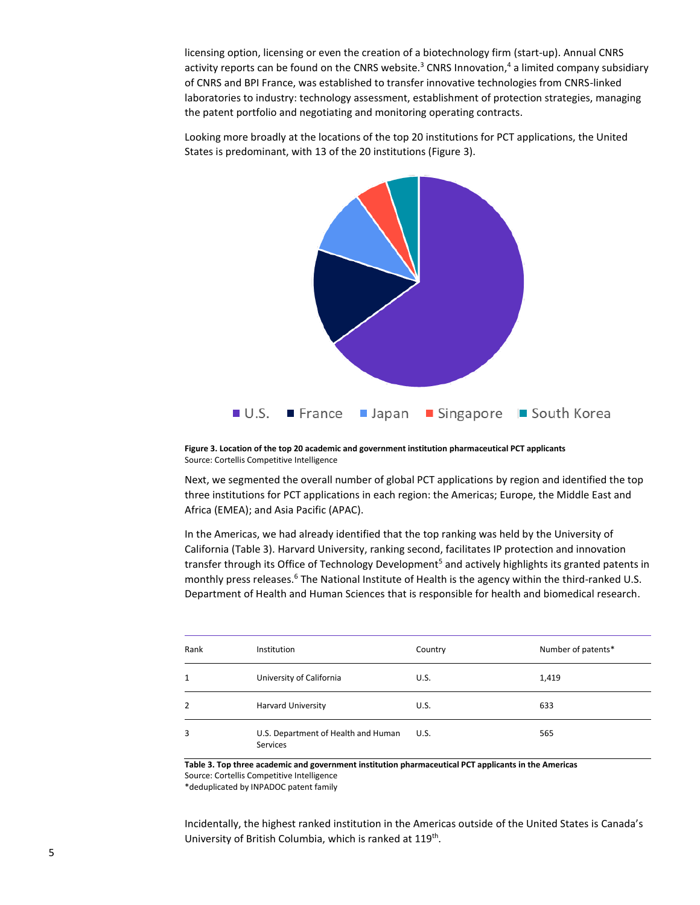licensing option, licensing or even the creation of a biotechnology firm (start-up). Annual CNRS activity reports can be found on the CNRS website.[3] CNRS Innovation,[4] a limited company subsidiary of CNRS and BPI France, was established to transfer innovative technologies from CNRS-linked laboratories to industry: technology assessment, establishment of protection strategies, managing the patent portfolio and negotiating and monitoring operating contracts.

Looking more broadly at the locations of the top 20 institutions for PCT applications, the United States is predominant, with 13 of the 20 institutions (Figure 3).

U.S. France Japan Singapore South Korea

**Figure 3. Location of the top 20 academic and government institution pharmaceutical PCT applicants**
Source: Cortellis Competitive Intelligence

Next, we segmented the overall number of global PCT applications by region and identified the top three institutions for PCT applications in each region: the Americas; Europe, the Middle East and Africa (EMEA); and Asia Pacific (APAC).

In the Americas, we had already identified that the top ranking was held by the University of California (Table 3). Harvard University, ranking second, facilitates IP protection and innovation transfer through its Office of Technology Development[5] and actively highlights its granted patents in monthly press releases.[6] The National Institute of Health is the agency within the third-ranked U.S. Department of Health and Human Sciences that is responsible for health and biomedical research.

| Rank | Institution | Country | Number of patents* |
|---|---|---|---|
| 1 | University of California | U.S. | 1,419 |
| 2 | Harvard University | U.S. | 633 |
| 3 | U.S. Department of Health and Human Services | U.S. | 565 |

**Table 3. Top three academic and government institution pharmaceutical PCT applicants in the Americas**
Source: Cortellis Competitive Intelligence
*deduplicated by INPADOC patent family

Incidentally, the highest ranked institution in the Americas outside of the United States is Canada's University of British Columbia, which is ranked at 119th.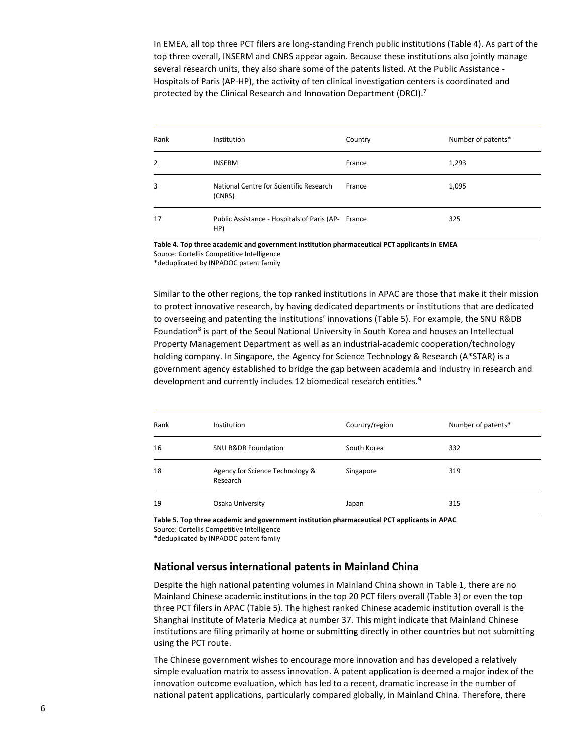In EMEA, all top three PCT filers are long-standing French public institutions (Table 4). As part of the top three overall, INSERM and CNRS appear again. Because these institutions also jointly manage several research units, they also share some of the patents listed. At the Public Assistance - Hospitals of Paris (AP-HP), the activity of ten clinical investigation centers is coordinated and protected by the Clinical Research and Innovation Department (DRCI).[7]

| Rank | Institution | Country | Number of patents* |
| --- | --- | --- | --- |
| 2 | INSERM | France | 1,293 |
| 3 | National Centre for Scientific Research (CNRS) | France | 1,095 |
| 17 | Public Assistance - Hospitals of Paris (AP-HP) | France | 325 |

**Table 4. Top three academic and government institution pharmaceutical PCT applicants in EMEA**
Source: Cortellis Competitive Intelligence
*deduplicated by INPADOC patent family

Similar to the other regions, the top ranked institutions in APAC are those that make it their mission to protect innovative research, by having dedicated departments or institutions that are dedicated to overseeing and patenting the institutions' innovations (Table 5). For example, the SNU R&DB Foundation[8] is part of the Seoul National University in South Korea and houses an Intellectual Property Management Department as well as an industrial-academic cooperation/technology holding company. In Singapore, the Agency for Science Technology & Research (A*STAR) is a government agency established to bridge the gap between academia and industry in research and development and currently includes 12 biomedical research entities.[9]

| Rank | Institution | Country/region | Number of patents* |
| --- | --- | --- | --- |
| 16 | SNU R&DB Foundation | South Korea | 332 |
| 18 | Agency for Science Technology & Research | Singapore | 319 |
| 19 | Osaka University | Japan | 315 |

**Table 5. Top three academic and government institution pharmaceutical PCT applicants in APAC**
Source: Cortellis Competitive Intelligence
*deduplicated by INPADOC patent family

## National versus international patents in Mainland China

Despite the high national patenting volumes in Mainland China shown in Table 1, there are no Mainland Chinese academic institutions in the top 20 PCT filers overall (Table 3) or even the top three PCT filers in APAC (Table 5). The highest ranked Chinese academic institution overall is the Shanghai Institute of Materia Medica at number 37. This might indicate that Mainland Chinese institutions are filing primarily at home or submitting directly in other countries but not submitting using the PCT route.

The Chinese government wishes to encourage more innovation and has developed a relatively simple evaluation matrix to assess innovation. A patent application is deemed a major index of the innovation outcome evaluation, which has led to a recent, dramatic increase in the number of national patent applications, particularly compared globally, in Mainland China. Therefore, there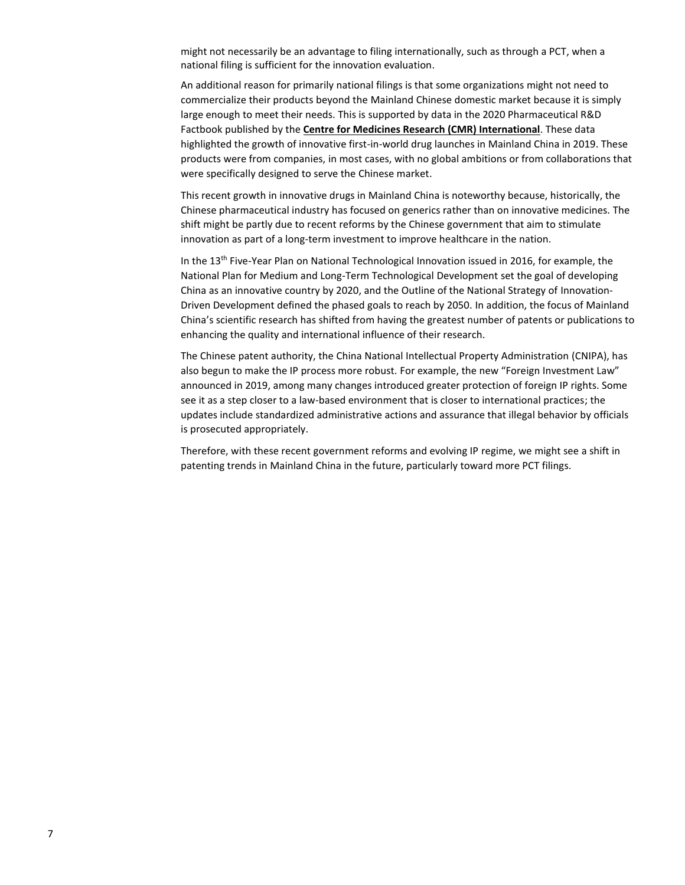might not necessarily be an advantage to filing internationally, such as through a PCT, when a national filing is sufficient for the innovation evaluation.

An additional reason for primarily national filings is that some organizations might not need to commercialize their products beyond the Mainland Chinese domestic market because it is simply large enough to meet their needs. This is supported by data in the 2020 Pharmaceutical R&D Factbook published by the **Centre for Medicines Research (CMR) International**. These data highlighted the growth of innovative first-in-world drug launches in Mainland China in 2019. These products were from companies, in most cases, with no global ambitions or from collaborations that were specifically designed to serve the Chinese market.

This recent growth in innovative drugs in Mainland China is noteworthy because, historically, the Chinese pharmaceutical industry has focused on generics rather than on innovative medicines. The shift might be partly due to recent reforms by the Chinese government that aim to stimulate innovation as part of a long-term investment to improve healthcare in the nation.

In the 13th Five-Year Plan on National Technological Innovation issued in 2016, for example, the National Plan for Medium and Long-Term Technological Development set the goal of developing China as an innovative country by 2020, and the Outline of the National Strategy of Innovation-Driven Development defined the phased goals to reach by 2050. In addition, the focus of Mainland China's scientific research has shifted from having the greatest number of patents or publications to enhancing the quality and international influence of their research.

The Chinese patent authority, the China National Intellectual Property Administration (CNIPA), has also begun to make the IP process more robust. For example, the new "Foreign Investment Law" announced in 2019, among many changes introduced greater protection of foreign IP rights. Some see it as a step closer to a law-based environment that is closer to international practices; the updates include standardized administrative actions and assurance that illegal behavior by officials is prosecuted appropriately.

Therefore, with these recent government reforms and evolving IP regime, we might see a shift in patenting trends in Mainland China in the future, particularly toward more PCT filings.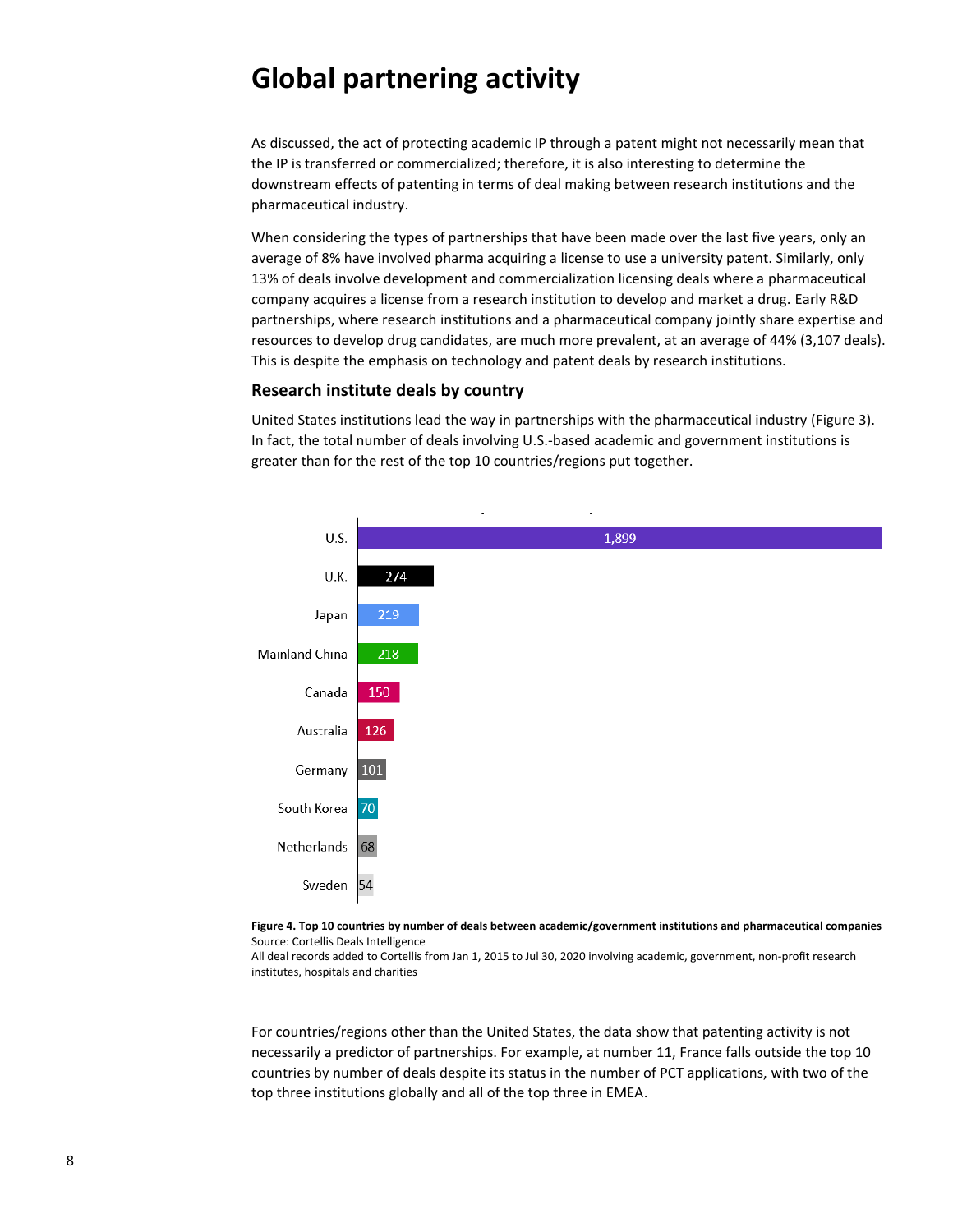# Global partnering activity

As discussed, the act of protecting academic IP through a patent might not necessarily mean that the IP is transferred or commercialized; therefore, it is also interesting to determine the downstream effects of patenting in terms of deal making between research institutions and the pharmaceutical industry.

When considering the types of partnerships that have been made over the last five years, only an average of 8% have involved pharma acquiring a license to use a university patent. Similarly, only 13% of deals involve development and commercialization licensing deals where a pharmaceutical company acquires a license from a research institution to develop and market a drug. Early R&D partnerships, where research institutions and a pharmaceutical company jointly share expertise and resources to develop drug candidates, are much more prevalent, at an average of 44% (3,107 deals). This is despite the emphasis on technology and patent deals by research institutions.

## Research institute deals by country

United States institutions lead the way in partnerships with the pharmaceutical industry (Figure 3). In fact, the total number of deals involving U.S.-based academic and government institutions is greater than for the rest of the top 10 countries/regions put together.

| Country | Number of deals |
|---|---|
| U.S. | 1,899 |
| U.K. | 274 |
| Japan | 219 |
| Mainland China | 218 |
| Canada | 150 |
| Australia | 126 |
| Germany | 101 |
| South Korea | 70 |
| Netherlands | 68 |
| Sweden | 54 |

**Figure 4. Top 10 countries by number of deals between academic/government institutions and pharmaceutical companies**
Source: Cortellis Deals Intelligence
All deal records added to Cortellis from Jan 1, 2015 to Jul 30, 2020 involving academic, government, non-profit research institutes, hospitals and charities

For countries/regions other than the United States, the data show that patenting activity is not necessarily a predictor of partnerships. For example, at number 11, France falls outside the top 10 countries by number of deals despite its status in the number of PCT applications, with two of the top three institutions globally and all of the top three in EMEA.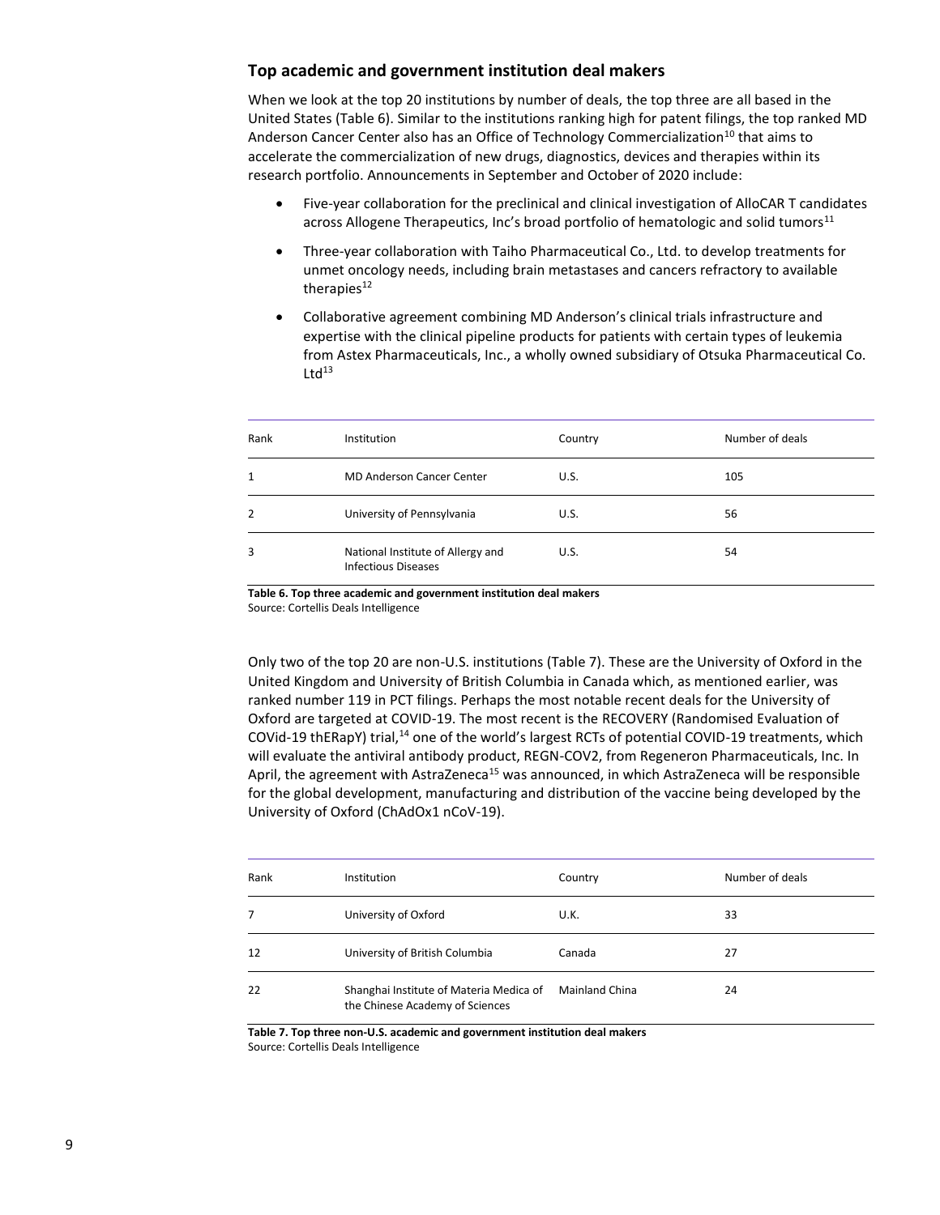## Top academic and government institution deal makers

When we look at the top 20 institutions by number of deals, the top three are all based in the United States (Table 6). Similar to the institutions ranking high for patent filings, the top ranked MD Anderson Cancer Center also has an Office of Technology Commercialization[10] that aims to accelerate the commercialization of new drugs, diagnostics, devices and therapies within its research portfolio. Announcements in September and October of 2020 include:

- Five-year collaboration for the preclinical and clinical investigation of AlloCAR T candidates across Allogene Therapeutics, Inc's broad portfolio of hematologic and solid tumors[11]
- Three-year collaboration with Taiho Pharmaceutical Co., Ltd. to develop treatments for unmet oncology needs, including brain metastases and cancers refractory to available therapies[12]
- Collaborative agreement combining MD Anderson's clinical trials infrastructure and expertise with the clinical pipeline products for patients with certain types of leukemia from Astex Pharmaceuticals, Inc., a wholly owned subsidiary of Otsuka Pharmaceutical Co. Ltd[13]

| Rank | Institution | Country | Number of deals |
|---|---|---|---|
| 1 | MD Anderson Cancer Center | U.S. | 105 |
| 2 | University of Pennsylvania | U.S. | 56 |
| 3 | National Institute of Allergy and Infectious Diseases | U.S. | 54 |

**Table 6. Top three academic and government institution deal makers**
Source: Cortellis Deals Intelligence

Only two of the top 20 are non-U.S. institutions (Table 7). These are the University of Oxford in the United Kingdom and University of British Columbia in Canada which, as mentioned earlier, was ranked number 119 in PCT filings. Perhaps the most notable recent deals for the University of Oxford are targeted at COVID-19. The most recent is the RECOVERY (Randomised Evaluation of COVid-19 thERapY) trial,[14] one of the world's largest RCTs of potential COVID-19 treatments, which will evaluate the antiviral antibody product, REGN-COV2, from Regeneron Pharmaceuticals, Inc. In April, the agreement with AstraZeneca[15] was announced, in which AstraZeneca will be responsible for the global development, manufacturing and distribution of the vaccine being developed by the University of Oxford (ChAdOx1 nCoV-19).

| Rank | Institution | Country | Number of deals |
|---|---|---|---|
| 7 | University of Oxford | U.K. | 33 |
| 12 | University of British Columbia | Canada | 27 |
| 22 | Shanghai Institute of Materia Medica of the Chinese Academy of Sciences | Mainland China | 24 |

**Table 7. Top three non-U.S. academic and government institution deal makers**
Source: Cortellis Deals Intelligence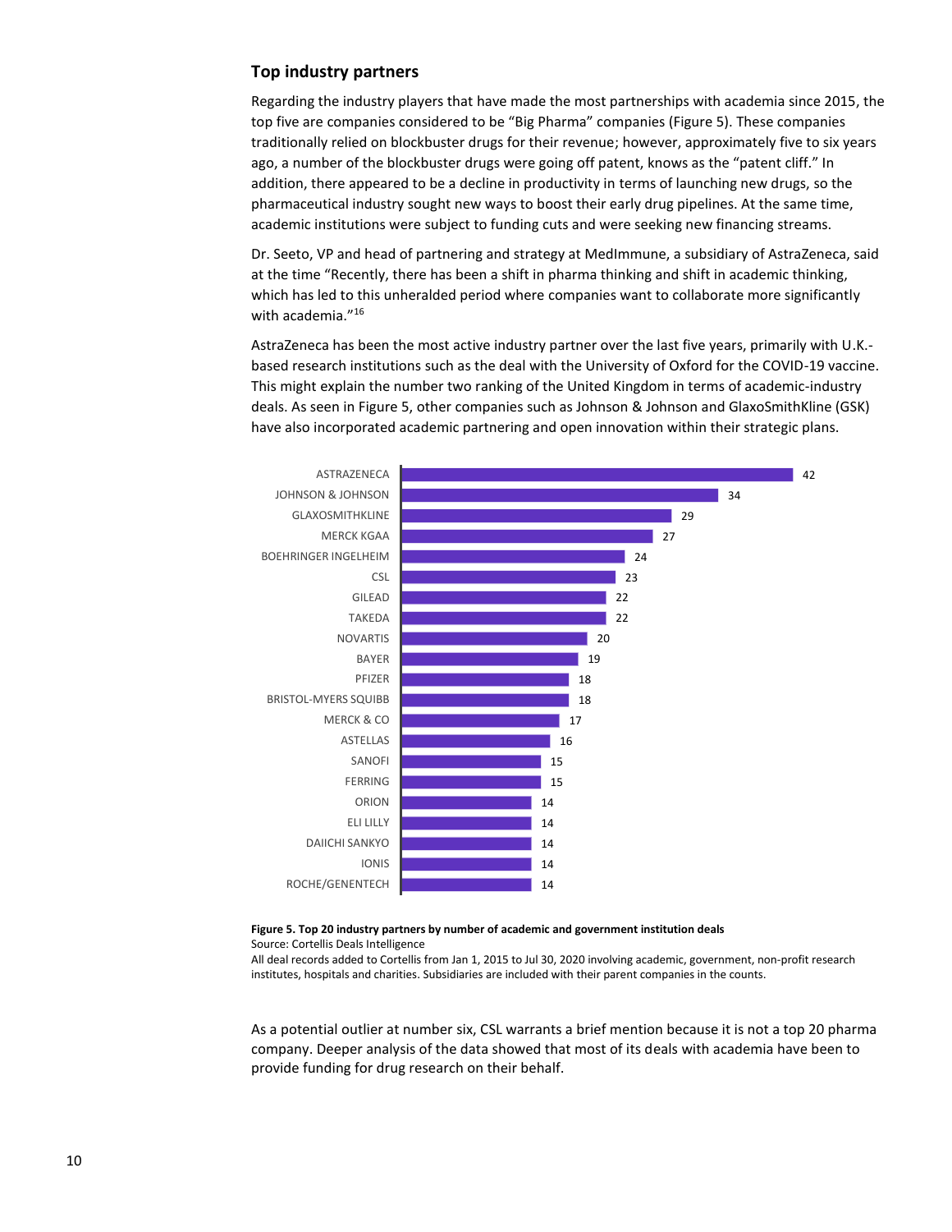## Top industry partners

Regarding the industry players that have made the most partnerships with academia since 2015, the top five are companies considered to be "Big Pharma" companies (Figure 5). These companies traditionally relied on blockbuster drugs for their revenue; however, approximately five to six years ago, a number of the blockbuster drugs were going off patent, knows as the "patent cliff." In addition, there appeared to be a decline in productivity in terms of launching new drugs, so the pharmaceutical industry sought new ways to boost their early drug pipelines. At the same time, academic institutions were subject to funding cuts and were seeking new financing streams.

Dr. Seeto, VP and head of partnering and strategy at MedImmune, a subsidiary of AstraZeneca, said at the time "Recently, there has been a shift in pharma thinking and shift in academic thinking, which has led to this unheralded period where companies want to collaborate more significantly with academia."[16]

AstraZeneca has been the most active industry partner over the last five years, primarily with U.K.-based research institutions such as the deal with the University of Oxford for the COVID-19 vaccine. This might explain the number two ranking of the United Kingdom in terms of academic-industry deals. As seen in Figure 5, other companies such as Johnson & Johnson and GlaxoSmithKline (GSK) have also incorporated academic partnering and open innovation within their strategic plans.

| Company | Number of deals |
|---|---|
| ASTRAZENECA | 42 |
| JOHNSON & JOHNSON | 34 |
| GLAXOSMITHKLINE | 29 |
| MERCK KGAA | 27 |
| BOEHRINGER INGELHEIM | 24 |
| CSL | 23 |
| GILEAD | 22 |
| TAKEDA | 22 |
| NOVARTIS | 20 |
| BAYER | 19 |
| PFIZER | 18 |
| BRISTOL-MYERS SQUIBB | 18 |
| MERCK & CO | 17 |
| ASTELLAS | 16 |
| SANOFI | 15 |
| FERRING | 15 |
| ORION | 14 |
| ELI LILLY | 14 |
| DAIICHI SANKYO | 14 |
| IONIS | 14 |
| ROCHE/GENENTECH | 14 |

**Figure 5. Top 20 industry partners by number of academic and government institution deals**
Source: Cortellis Deals Intelligence
All deal records added to Cortellis from Jan 1, 2015 to Jul 30, 2020 involving academic, government, non-profit research institutes, hospitals and charities. Subsidiaries are included with their parent companies in the counts.

As a potential outlier at number six, CSL warrants a brief mention because it is not a top 20 pharma company. Deeper analysis of the data showed that most of its deals with academia have been to provide funding for drug research on their behalf.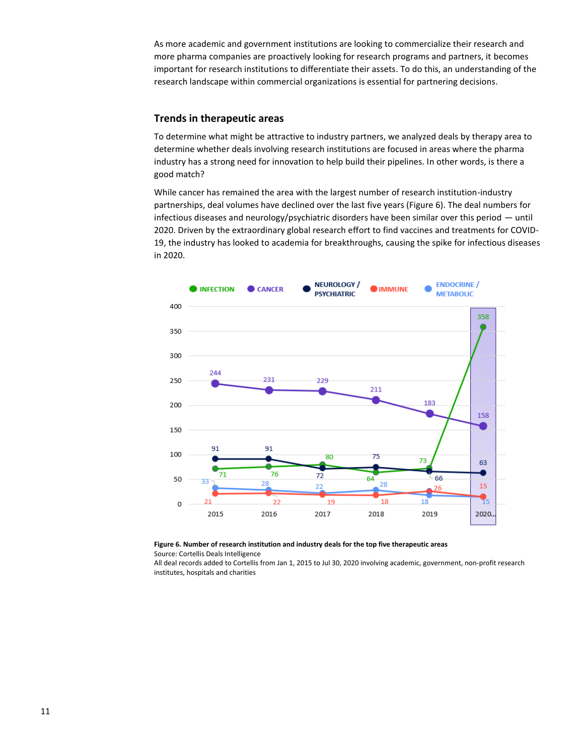As more academic and government institutions are looking to commercialize their research and more pharma companies are proactively looking for research programs and partners, it becomes important for research institutions to differentiate their assets. To do this, an understanding of the research landscape within commercial organizations is essential for partnering decisions.

## Trends in therapeutic areas

To determine what might be attractive to industry partners, we analyzed deals by therapy area to determine whether deals involving research institutions are focused in areas where the pharma industry has a strong need for innovation to help build their pipelines. In other words, is there a good match?

While cancer has remained the area with the largest number of research institution-industry partnerships, deal volumes have declined over the last five years (Figure 6). The deal numbers for infectious diseases and neurology/psychiatric disorders have been similar over this period — until 2020. Driven by the extraordinary global research effort to find vaccines and treatments for COVID-19, the industry has looked to academia for breakthroughs, causing the spike for infectious diseases in 2020.

| Year | INFECTION | CANCER | NEUROLOGY / PSYCHIATRIC | IMMUNE | ENDOCRINE / METABOLIC |
|---|---|---|---|---|---|
| 2015 | 71 | 244 | 91 | 21 | 33 |
| 2016 | 76 | 231 | 91 | 22 | 28 |
| 2017 | 80 | 229 | 72 | 19 | 22 |
| 2018 | 64 | 211 | 75 | 18 | 28 |
| 2019 | 73 | 183 | 66 | 26 | 18 |
| 2020... | 358 | 158 | 63 | 15 | 15 |

**Figure 6. Number of research institution and industry deals for the top five therapeutic areas**
Source: Cortellis Deals Intelligence
All deal records added to Cortellis from Jan 1, 2015 to Jul 30, 2020 involving academic, government, non-profit research institutes, hospitals and charities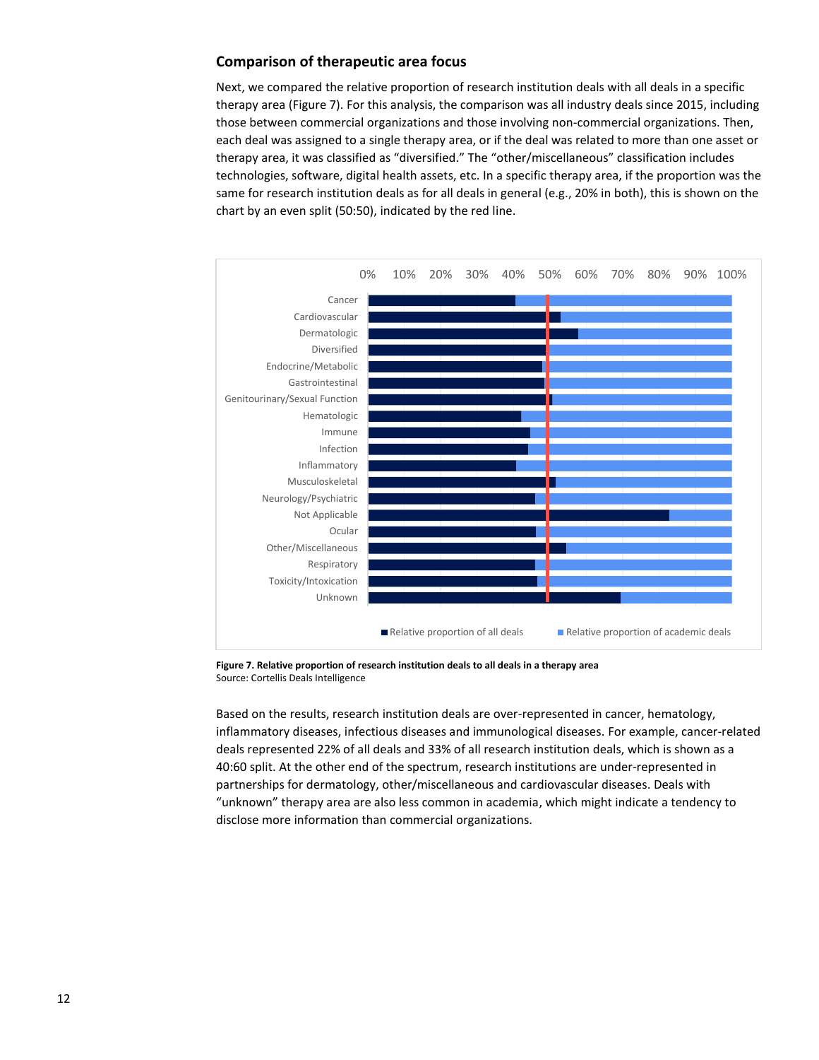### Comparison of therapeutic area focus

Next, we compared the relative proportion of research institution deals with all deals in a specific therapy area (Figure 7). For this analysis, the comparison was all industry deals since 2015, including those between commercial organizations and those involving non-commercial organizations. Then, each deal was assigned to a single therapy area, or if the deal was related to more than one asset or therapy area, it was classified as "diversified." The "other/miscellaneous" classification includes technologies, software, digital health assets, etc. In a specific therapy area, if the proportion was the same for research institution deals as for all deals in general (e.g., 20% in both), this is shown on the chart by an even split (50:50), indicated by the red line.

**Figure 7. Relative proportion of research institution deals to all deals in a therapy area**
Source: Cortellis Deals Intelligence

Based on the results, research institution deals are over-represented in cancer, hematology, inflammatory diseases, infectious diseases and immunological diseases. For example, cancer-related deals represented 22% of all deals and 33% of all research institution deals, which is shown as a 40:60 split. At the other end of the spectrum, research institutions are under-represented in partnerships for dermatology, other/miscellaneous and cardiovascular diseases. Deals with "unknown" therapy area are also less common in academia, which might indicate a tendency to disclose more information than commercial organizations.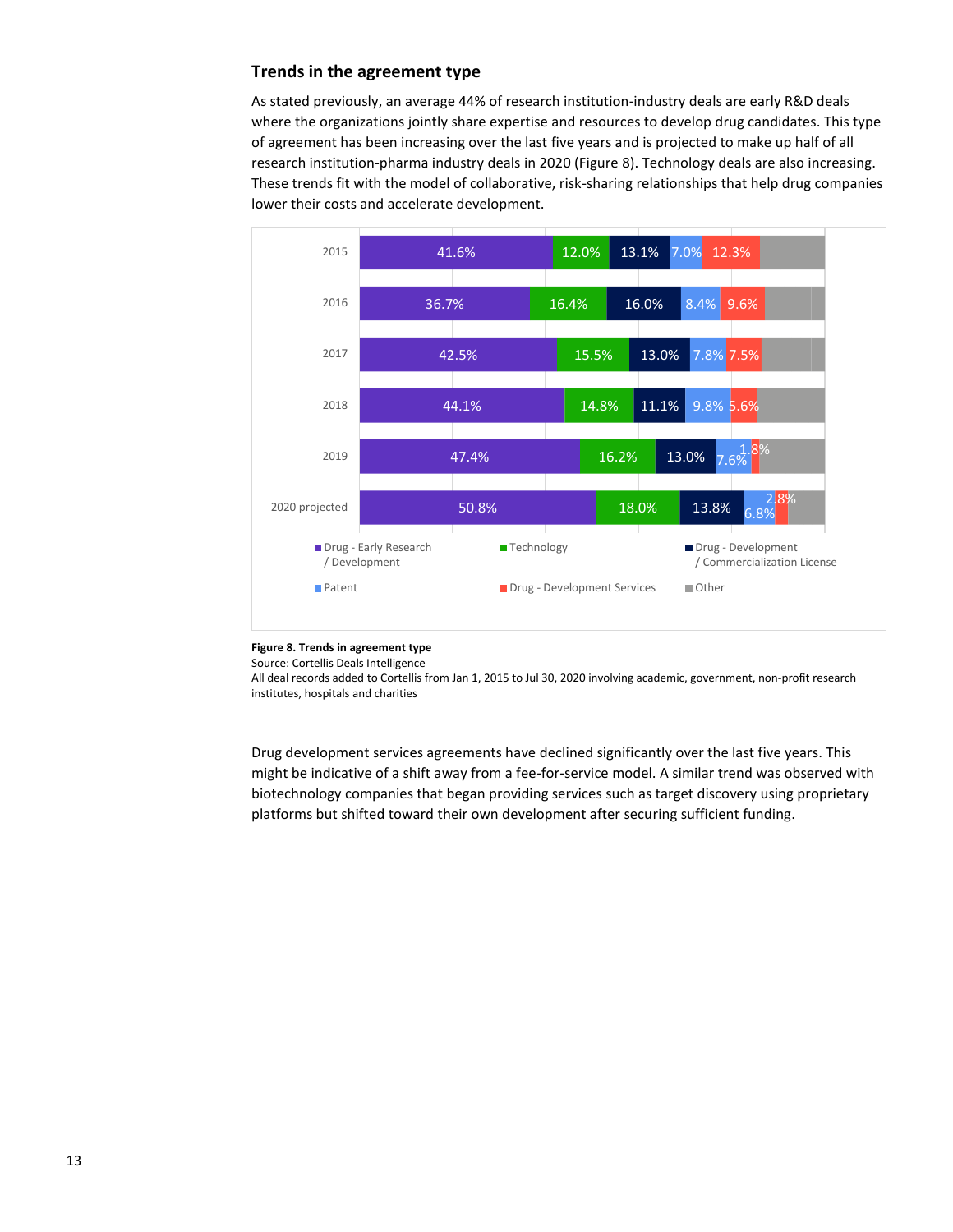### Trends in the agreement type

As stated previously, an average 44% of research institution-industry deals are early R&D deals where the organizations jointly share expertise and resources to develop drug candidates. This type of agreement has been increasing over the last five years and is projected to make up half of all research institution-pharma industry deals in 2020 (Figure 8). Technology deals are also increasing. These trends fit with the model of collaborative, risk-sharing relationships that help drug companies lower their costs and accelerate development.

| | Drug - Early Research / Development | Technology | Drug - Development / Commercialization License | Patent | Drug - Development Services | Other |
|---|---|---|---|---|---|---|
| 2015 | 41.6% | 12.0% | 13.1% | 7.0% | 12.3% | |
| 2016 | 36.7% | 16.4% | 16.0% | 8.4% | 9.6% | |
| 2017 | 42.5% | 15.5% | 13.0% | 7.8% | 7.5% | |
| 2018 | 44.1% | 14.8% | 11.1% | 9.8% | 5.6% | |
| 2019 | 47.4% | 16.2% | 13.0% | 7.6% | 1.8% | |
| 2020 projected | 50.8% | 18.0% | 13.8% | 6.8% | 2.8% | |

**Figure 8. Trends in agreement type**
Source: Cortellis Deals Intelligence
All deal records added to Cortellis from Jan 1, 2015 to Jul 30, 2020 involving academic, government, non-profit research institutes, hospitals and charities

Drug development services agreements have declined significantly over the last five years. This might be indicative of a shift away from a fee-for-service model. A similar trend was observed with biotechnology companies that began providing services such as target discovery using proprietary platforms but shifted toward their own development after securing sufficient funding.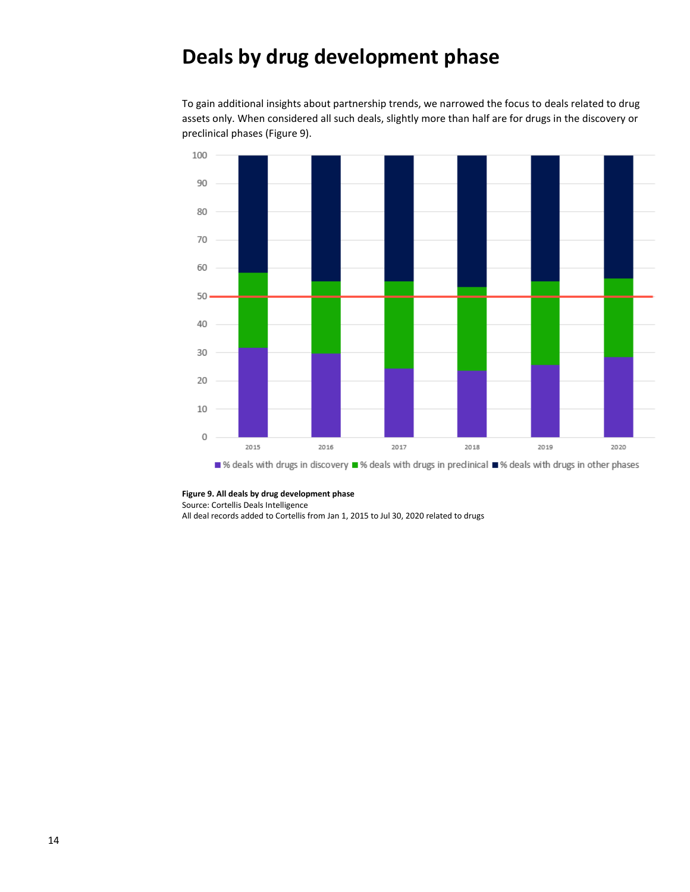# Deals by drug development phase

To gain additional insights about partnership trends, we narrowed the focus to deals related to drug assets only. When considered all such deals, slightly more than half are for drugs in the discovery or preclinical phases (Figure 9).

**Figure 9. All deals by drug development phase**
Source: Cortellis Deals Intelligence
All deal records added to Cortellis from Jan 1, 2015 to Jul 30, 2020 related to drugs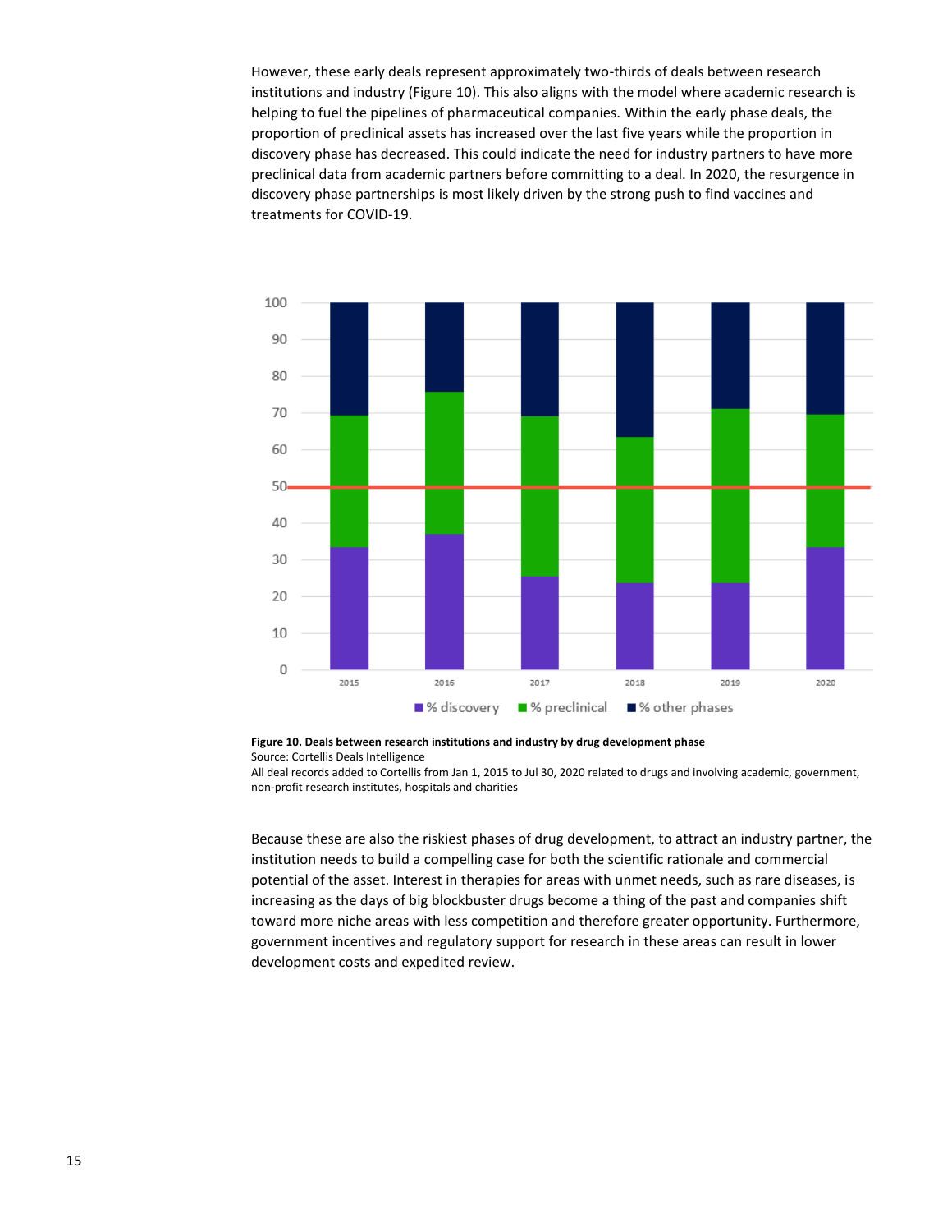However, these early deals represent approximately two-thirds of deals between research institutions and industry (Figure 10). This also aligns with the model where academic research is helping to fuel the pipelines of pharmaceutical companies. Within the early phase deals, the proportion of preclinical assets has increased over the last five years while the proportion in discovery phase has decreased. This could indicate the need for industry partners to have more preclinical data from academic partners before committing to a deal. In 2020, the resurgence in discovery phase partnerships is most likely driven by the strong push to find vaccines and treatments for COVID-19.

**Figure 10. Deals between research institutions and industry by drug development phase**
Source: Cortellis Deals Intelligence
All deal records added to Cortellis from Jan 1, 2015 to Jul 30, 2020 related to drugs and involving academic, government, non-profit research institutes, hospitals and charities

Because these are also the riskiest phases of drug development, to attract an industry partner, the institution needs to build a compelling case for both the scientific rationale and commercial potential of the asset. Interest in therapies for areas with unmet needs, such as rare diseases, is increasing as the days of big blockbuster drugs become a thing of the past and companies shift toward more niche areas with less competition and therefore greater opportunity. Furthermore, government incentives and regulatory support for research in these areas can result in lower development costs and expedited review.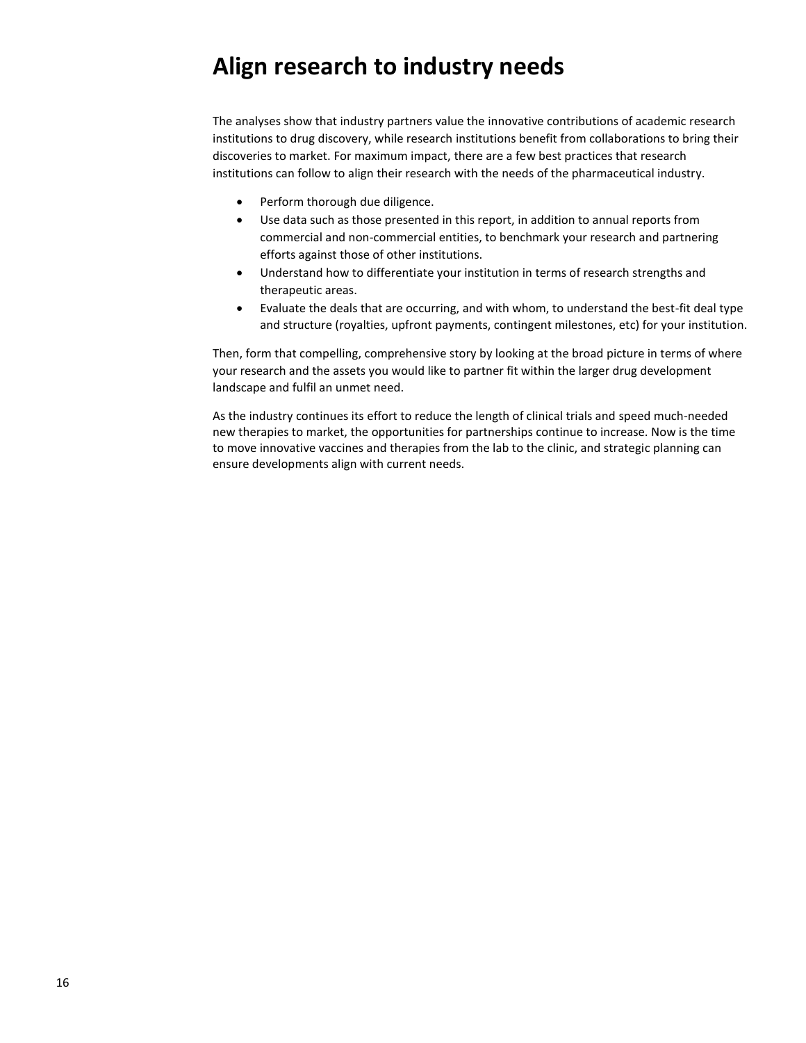# Align research to industry needs

The analyses show that industry partners value the innovative contributions of academic research institutions to drug discovery, while research institutions benefit from collaborations to bring their discoveries to market. For maximum impact, there are a few best practices that research institutions can follow to align their research with the needs of the pharmaceutical industry.

- Perform thorough due diligence.
- Use data such as those presented in this report, in addition to annual reports from commercial and non-commercial entities, to benchmark your research and partnering efforts against those of other institutions.
- Understand how to differentiate your institution in terms of research strengths and therapeutic areas.
- Evaluate the deals that are occurring, and with whom, to understand the best-fit deal type and structure (royalties, upfront payments, contingent milestones, etc) for your institution.

Then, form that compelling, comprehensive story by looking at the broad picture in terms of where your research and the assets you would like to partner fit within the larger drug development landscape and fulfil an unmet need.

As the industry continues its effort to reduce the length of clinical trials and speed much-needed new therapies to market, the opportunities for partnerships continue to increase. Now is the time to move innovative vaccines and therapies from the lab to the clinic, and strategic planning can ensure developments align with current needs.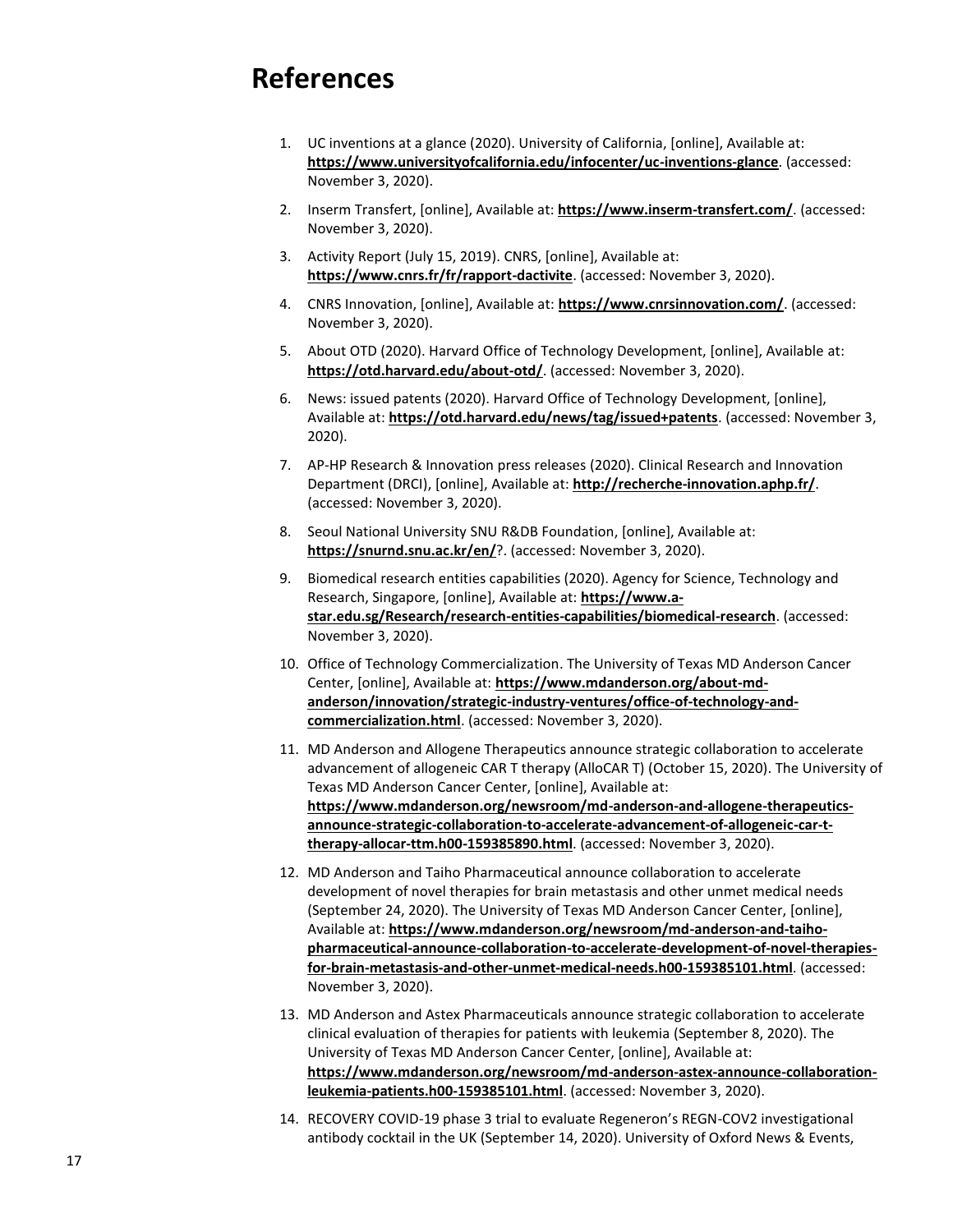# References

1. UC inventions at a glance (2020). University of California, [online], Available at: **https://www.universityofcalifornia.edu/infocenter/uc-inventions-glance**. (accessed: November 3, 2020).
2. Inserm Transfert, [online], Available at: **https://www.inserm-transfert.com/**. (accessed: November 3, 2020).
3. Activity Report (July 15, 2019). CNRS, [online], Available at: **https://www.cnrs.fr/fr/rapport-dactivite**. (accessed: November 3, 2020).
4. CNRS Innovation, [online], Available at: **https://www.cnrsinnovation.com/**. (accessed: November 3, 2020).
5. About OTD (2020). Harvard Office of Technology Development, [online], Available at: **https://otd.harvard.edu/about-otd/**. (accessed: November 3, 2020).
6. News: issued patents (2020). Harvard Office of Technology Development, [online], Available at: **https://otd.harvard.edu/news/tag/issued+patents**. (accessed: November 3, 2020).
7. AP-HP Research & Innovation press releases (2020). Clinical Research and Innovation Department (DRCI), [online], Available at: **http://recherche-innovation.aphp.fr/**. (accessed: November 3, 2020).
8. Seoul National University SNU R&DB Foundation, [online], Available at: **https://snurnd.snu.ac.kr/en/**?. (accessed: November 3, 2020).
9. Biomedical research entities capabilities (2020). Agency for Science, Technology and Research, Singapore, [online], Available at: **https://www.a-star.edu.sg/Research/research-entities-capabilities/biomedical-research**. (accessed: November 3, 2020).
10. Office of Technology Commercialization. The University of Texas MD Anderson Cancer Center, [online], Available at: **https://www.mdanderson.org/about-md-anderson/innovation/strategic-industry-ventures/office-of-technology-and-commercialization.html**. (accessed: November 3, 2020).
11. MD Anderson and Allogene Therapeutics announce strategic collaboration to accelerate advancement of allogeneic CAR T therapy (AlloCAR T) (October 15, 2020). The University of Texas MD Anderson Cancer Center, [online], Available at: **https://www.mdanderson.org/newsroom/md-anderson-and-allogene-therapeutics-announce-strategic-collaboration-to-accelerate-advancement-of-allogeneic-car-t-therapy-allocar-ttm.h00-159385890.html**. (accessed: November 3, 2020).
12. MD Anderson and Taiho Pharmaceutical announce collaboration to accelerate development of novel therapies for brain metastasis and other unmet medical needs (September 24, 2020). The University of Texas MD Anderson Cancer Center, [online], Available at: **https://www.mdanderson.org/newsroom/md-anderson-and-taiho-pharmaceutical-announce-collaboration-to-accelerate-development-of-novel-therapies-for-brain-metastasis-and-other-unmet-medical-needs.h00-159385101.html**. (accessed: November 3, 2020).
13. MD Anderson and Astex Pharmaceuticals announce strategic collaboration to accelerate clinical evaluation of therapies for patients with leukemia (September 8, 2020). The University of Texas MD Anderson Cancer Center, [online], Available at: **https://www.mdanderson.org/newsroom/md-anderson-astex-announce-collaboration-leukemia-patients.h00-159385101.html**. (accessed: November 3, 2020).
14. RECOVERY COVID-19 phase 3 trial to evaluate Regeneron's REGN-COV2 investigational antibody cocktail in the UK (September 14, 2020). University of Oxford News & Events,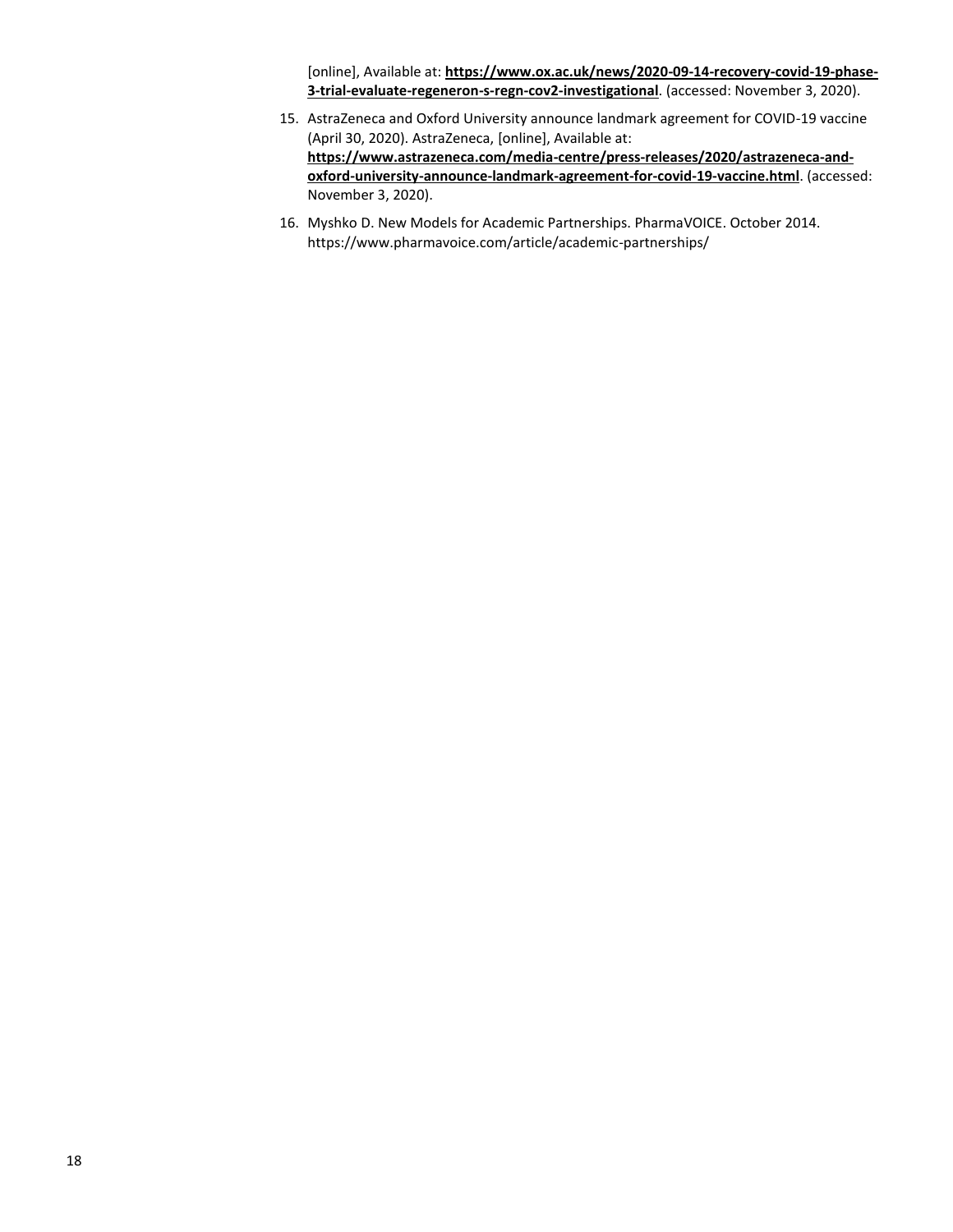[online], Available at: **https://www.ox.ac.uk/news/2020-09-14-recovery-covid-19-phase-3-trial-evaluate-regeneron-s-regn-cov2-investigational**. (accessed: November 3, 2020).

15. AstraZeneca and Oxford University announce landmark agreement for COVID-19 vaccine (April 30, 2020). AstraZeneca, [online], Available at: **https://www.astrazeneca.com/media-centre/press-releases/2020/astrazeneca-and-oxford-university-announce-landmark-agreement-for-covid-19-vaccine.html**. (accessed: November 3, 2020).
16. Myshko D. New Models for Academic Partnerships. PharmaVOICE. October 2014. https://www.pharmavoice.com/article/academic-partnerships/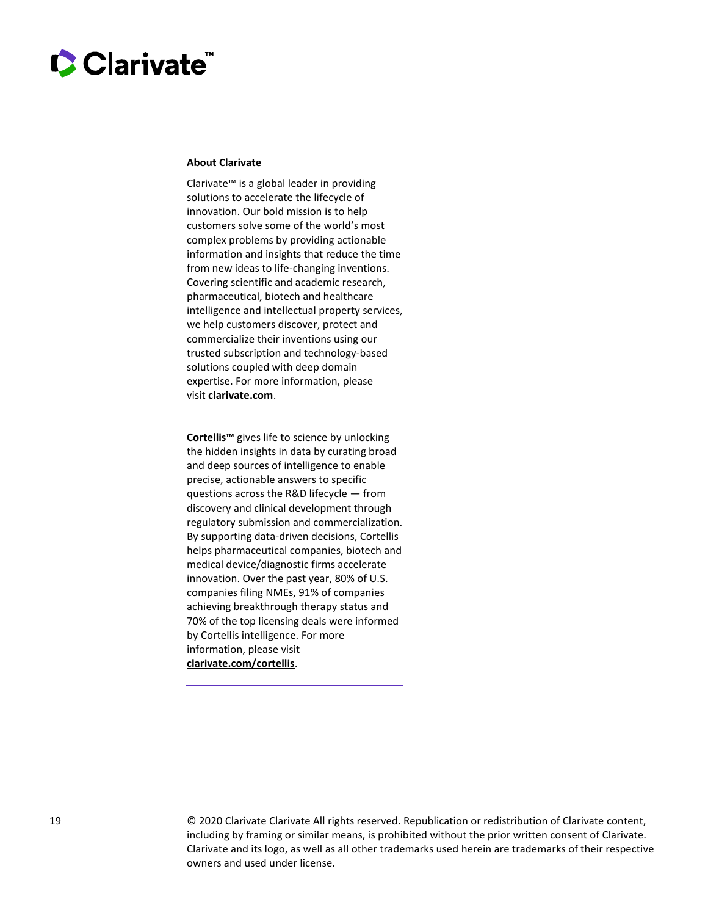**About Clarivate**

Clarivate™ is a global leader in providing solutions to accelerate the lifecycle of innovation. Our bold mission is to help customers solve some of the world's most complex problems by providing actionable information and insights that reduce the time from new ideas to life-changing inventions. Covering scientific and academic research, pharmaceutical, biotech and healthcare intelligence and intellectual property services, we help customers discover, protect and commercialize their inventions using our trusted subscription and technology-based solutions coupled with deep domain expertise. For more information, please visit **clarivate.com**.

**Cortellis™** gives life to science by unlocking the hidden insights in data by curating broad and deep sources of intelligence to enable precise, actionable answers to specific questions across the R&D lifecycle — from discovery and clinical development through regulatory submission and commercialization. By supporting data-driven decisions, Cortellis helps pharmaceutical companies, biotech and medical device/diagnostic firms accelerate innovation. Over the past year, 80% of U.S. companies filing NMEs, 91% of companies achieving breakthrough therapy status and 70% of the top licensing deals were informed by Cortellis intelligence. For more information, please visit **clarivate.com/cortellis**.

© 2020 Clarivate Clarivate All rights reserved. Republication or redistribution of Clarivate content, including by framing or similar means, is prohibited without the prior written consent of Clarivate. Clarivate and its logo, as well as all other trademarks used herein are trademarks of their respective owners and used under license.